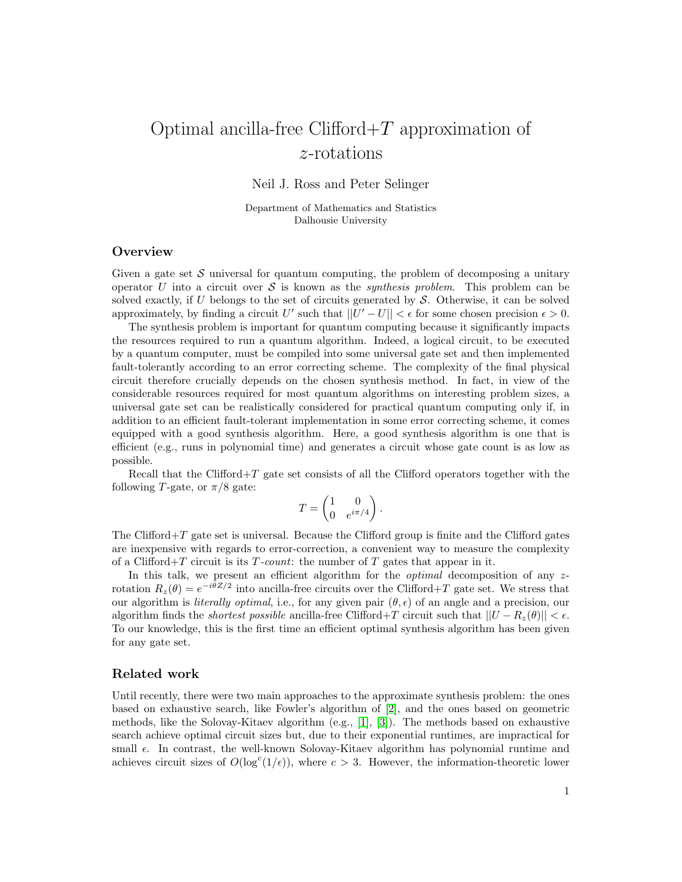# Optimal ancilla-free Clifford+$T$ approximation of $z$-rotations

Neil J. Ross and Peter Selinger

Department of Mathematics and Statistics
Dalhousie University

## Overview

Given a gate set $\mathcal{S}$ universal for quantum computing, the problem of decomposing a unitary operator $U$ into a circuit over $\mathcal{S}$ is known as the *synthesis problem*. This problem can be solved exactly, if $U$ belongs to the set of circuits generated by $\mathcal{S}$. Otherwise, it can be solved approximately, by finding a circuit $U'$ such that $||U' - U|| < \epsilon$ for some chosen precision $\epsilon > 0$.

The synthesis problem is important for quantum computing because it significantly impacts the resources required to run a quantum algorithm. Indeed, a logical circuit, to be executed by a quantum computer, must be compiled into some universal gate set and then implemented fault-tolerantly according to an error correcting scheme. The complexity of the final physical circuit therefore crucially depends on the chosen synthesis method. In fact, in view of the considerable resources required for most quantum algorithms on interesting problem sizes, a universal gate set can be realistically considered for practical quantum computing only if, in addition to an efficient fault-tolerant implementation in some error correcting scheme, it comes equipped with a good synthesis algorithm. Here, a good synthesis algorithm is one that is efficient (e.g., runs in polynomial time) and generates a circuit whose gate count is as low as possible.

Recall that the Clifford+$T$ gate set consists of all the Clifford operators together with the following $T$-gate, or $\pi/8$ gate:

$$T = \begin{pmatrix} 1 & 0 \\ 0 & e^{i\pi/4} \end{pmatrix}.$$

The Clifford+$T$ gate set is universal. Because the Clifford group is finite and the Clifford gates are inexpensive with regards to error-correction, a convenient way to measure the complexity of a Clifford+$T$ circuit is its $T$*-count*: the number of $T$ gates that appear in it.

In this talk, we present an efficient algorithm for the *optimal* decomposition of any $z$-rotation $R_z(\theta) = e^{-i\theta Z/2}$ into ancilla-free circuits over the Clifford+$T$ gate set. We stress that our algorithm is *literally optimal*, i.e., for any given pair $(\theta, \epsilon)$ of an angle and a precision, our algorithm finds the *shortest possible* ancilla-free Clifford+$T$ circuit such that $||U - R_z(\theta)|| < \epsilon$. To our knowledge, this is the first time an efficient optimal synthesis algorithm has been given for any gate set.

## Related work

Until recently, there were two main approaches to the approximate synthesis problem: the ones based on exhaustive search, like Fowler's algorithm of [2], and the ones based on geometric methods, like the Solovay-Kitaev algorithm (e.g., [1], [3]). The methods based on exhaustive search achieve optimal circuit sizes but, due to their exponential runtimes, are impractical for small $\epsilon$. In contrast, the well-known Solovay-Kitaev algorithm has polynomial runtime and achieves circuit sizes of $O(\log^c(1/\epsilon))$, where $c > 3$. However, the information-theoretic lower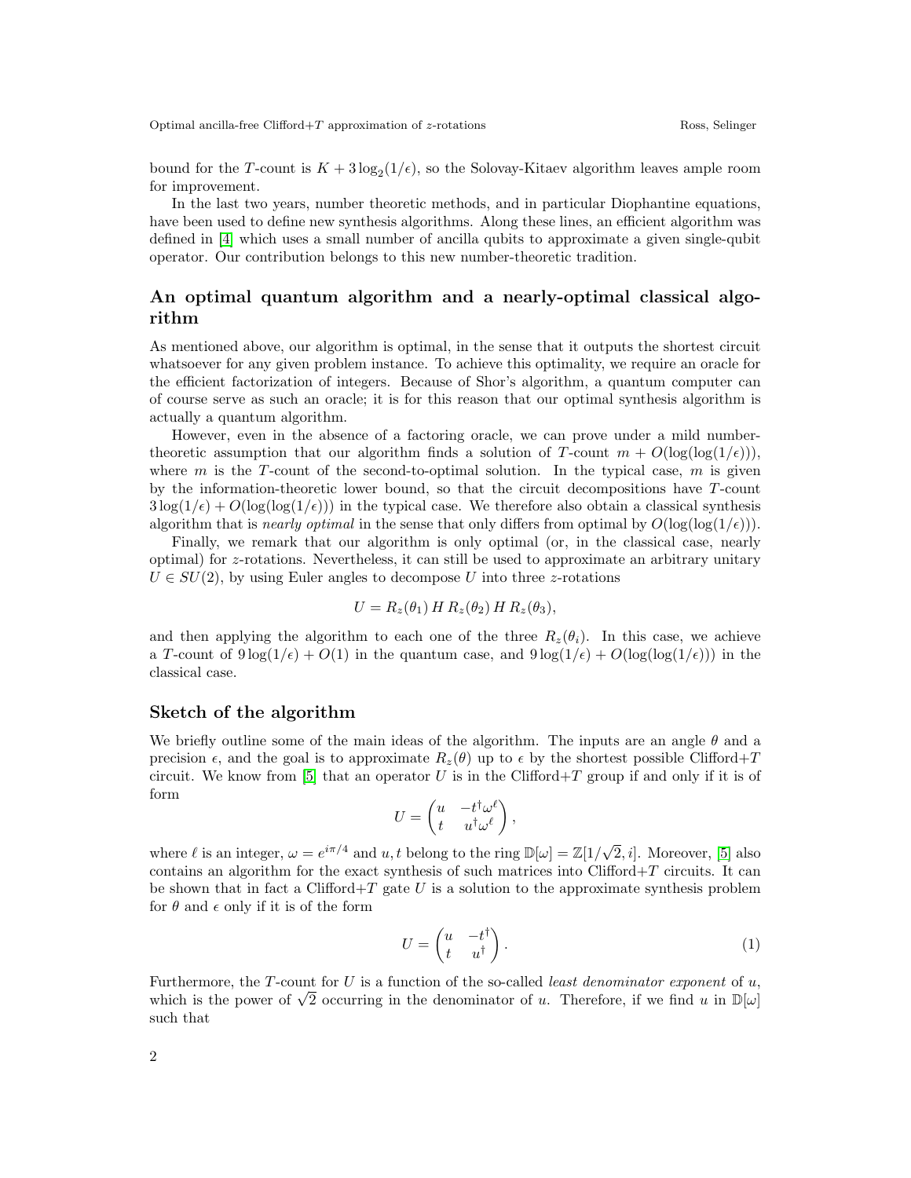bound for the $T$-count is $K + 3\log_2(1/\epsilon)$, so the Solovay-Kitaev algorithm leaves ample room for improvement.

In the last two years, number theoretic methods, and in particular Diophantine equations, have been used to define new synthesis algorithms. Along these lines, an efficient algorithm was defined in [4] which uses a small number of ancilla qubits to approximate a given single-qubit operator. Our contribution belongs to this new number-theoretic tradition.

## An optimal quantum algorithm and a nearly-optimal classical algorithm

As mentioned above, our algorithm is optimal, in the sense that it outputs the shortest circuit whatsoever for any given problem instance. To achieve this optimality, we require an oracle for the efficient factorization of integers. Because of Shor's algorithm, a quantum computer can of course serve as such an oracle; it is for this reason that our optimal synthesis algorithm is actually a quantum algorithm.

However, even in the absence of a factoring oracle, we can prove under a mild number-theoretic assumption that our algorithm finds a solution of $T$-count $m + O(\log(\log(1/\epsilon)))$, where $m$ is the $T$-count of the second-to-optimal solution. In the typical case, $m$ is given by the information-theoretic lower bound, so that the circuit decompositions have $T$-count $3\log(1/\epsilon) + O(\log(\log(1/\epsilon)))$ in the typical case. We therefore also obtain a classical synthesis algorithm that is *nearly optimal* in the sense that only differs from optimal by $O(\log(\log(1/\epsilon)))$.

Finally, we remark that our algorithm is only optimal (or, in the classical case, nearly optimal) for $z$-rotations. Nevertheless, it can still be used to approximate an arbitrary unitary $U \in SU(2)$, by using Euler angles to decompose $U$ into three $z$-rotations

$$U = R_z(\theta_1)\, H\, R_z(\theta_2)\, H\, R_z(\theta_3),$$

and then applying the algorithm to each one of the three $R_z(\theta_i)$. In this case, we achieve a $T$-count of $9\log(1/\epsilon) + O(1)$ in the quantum case, and $9\log(1/\epsilon) + O(\log(\log(1/\epsilon)))$ in the classical case.

## Sketch of the algorithm

We briefly outline some of the main ideas of the algorithm. The inputs are an angle $\theta$ and a precision $\epsilon$, and the goal is to approximate $R_z(\theta)$ up to $\epsilon$ by the shortest possible Clifford+$T$ circuit. We know from [5] that an operator $U$ is in the Clifford+$T$ group if and only if it is of form

$$U = \begin{pmatrix} u & -t^{\dagger}\omega^{\ell} \\ t & u^{\dagger}\omega^{\ell} \end{pmatrix},$$

where $\ell$ is an integer, $\omega = e^{i\pi/4}$ and $u, t$ belong to the ring $\mathbb{D}[\omega] = \mathbb{Z}[1/\sqrt{2}, i]$. Moreover, [5] also contains an algorithm for the exact synthesis of such matrices into Clifford+$T$ circuits. It can be shown that in fact a Clifford+$T$ gate $U$ is a solution to the approximate synthesis problem for $\theta$ and $\epsilon$ only if it is of the form

$$U = \begin{pmatrix} u & -t^{\dagger} \\ t & u^{\dagger} \end{pmatrix}. \tag{1}$$

Furthermore, the $T$-count for $U$ is a function of the so-called *least denominator exponent* of $u$, which is the power of $\sqrt{2}$ occurring in the denominator of $u$. Therefore, if we find $u$ in $\mathbb{D}[\omega]$ such that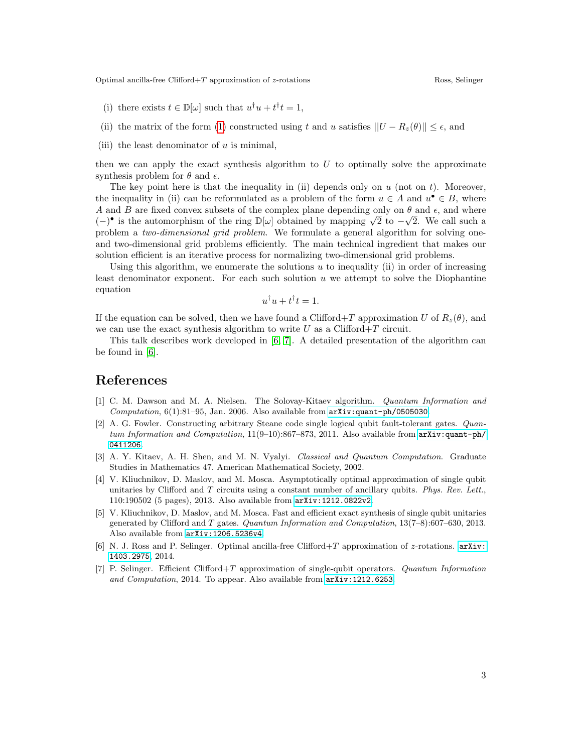(i) there exists $t \in \mathbb{D}[\omega]$ such that $u^\dagger u + t^\dagger t = 1$,

(ii) the matrix of the form (1) constructed using $t$ and $u$ satisfies $||U - R_z(\theta)|| \leq \epsilon$, and

(iii) the least denominator of $u$ is minimal,

then we can apply the exact synthesis algorithm to $U$ to optimally solve the approximate synthesis problem for $\theta$ and $\epsilon$.

The key point here is that the inequality in (ii) depends only on $u$ (not on $t$). Moreover, the inequality in (ii) can be reformulated as a problem of the form $u \in A$ and $u^\bullet \in B$, where $A$ and $B$ are fixed convex subsets of the complex plane depending only on $\theta$ and $\epsilon$, and where $(-)^\bullet$ is the automorphism of the ring $\mathbb{D}[\omega]$ obtained by mapping $\sqrt{2}$ to $-\sqrt{2}$. We call such a problem a *two-dimensional grid problem*. We formulate a general algorithm for solving one- and two-dimensional grid problems efficiently. The main technical ingredient that makes our solution efficient is an iterative process for normalizing two-dimensional grid problems.

Using this algorithm, we enumerate the solutions $u$ to inequality (ii) in order of increasing least denominator exponent. For each such solution $u$ we attempt to solve the Diophantine equation

$$u^\dagger u + t^\dagger t = 1.$$

If the equation can be solved, then we have found a Clifford+$T$ approximation $U$ of $R_z(\theta)$, and we can use the exact synthesis algorithm to write $U$ as a Clifford+$T$ circuit.

This talk describes work developed in [6, 7]. A detailed presentation of the algorithm can be found in [6].

# References

[1] C. M. Dawson and M. A. Nielsen. The Solovay-Kitaev algorithm. *Quantum Information and Computation*, 6(1):81–95, Jan. 2006. Also available from `arXiv:quant-ph/0505030`.

[2] A. G. Fowler. Constructing arbitrary Steane code single logical qubit fault-tolerant gates. *Quantum Information and Computation*, 11(9–10):867–873, 2011. Also available from `arXiv:quant-ph/0411206`.

[3] A. Y. Kitaev, A. H. Shen, and M. N. Vyalyi. *Classical and Quantum Computation*. Graduate Studies in Mathematics 47. American Mathematical Society, 2002.

[4] V. Kliuchnikov, D. Maslov, and M. Mosca. Asymptotically optimal approximation of single qubit unitaries by Clifford and $T$ circuits using a constant number of ancillary qubits. *Phys. Rev. Lett.*, 110:190502 (5 pages), 2013. Also available from `arXiv:1212.0822v2`.

[5] V. Kliuchnikov, D. Maslov, and M. Mosca. Fast and efficient exact synthesis of single qubit unitaries generated by Clifford and $T$ gates. *Quantum Information and Computation*, 13(7–8):607–630, 2013. Also available from `arXiv:1206.5236v4`.

[6] N. J. Ross and P. Selinger. Optimal ancilla-free Clifford+$T$ approximation of $z$-rotations. `arXiv:1403.2975`, 2014.

[7] P. Selinger. Efficient Clifford+$T$ approximation of single-qubit operators. *Quantum Information and Computation*, 2014. To appear. Also available from `arXiv:1212.6253`.